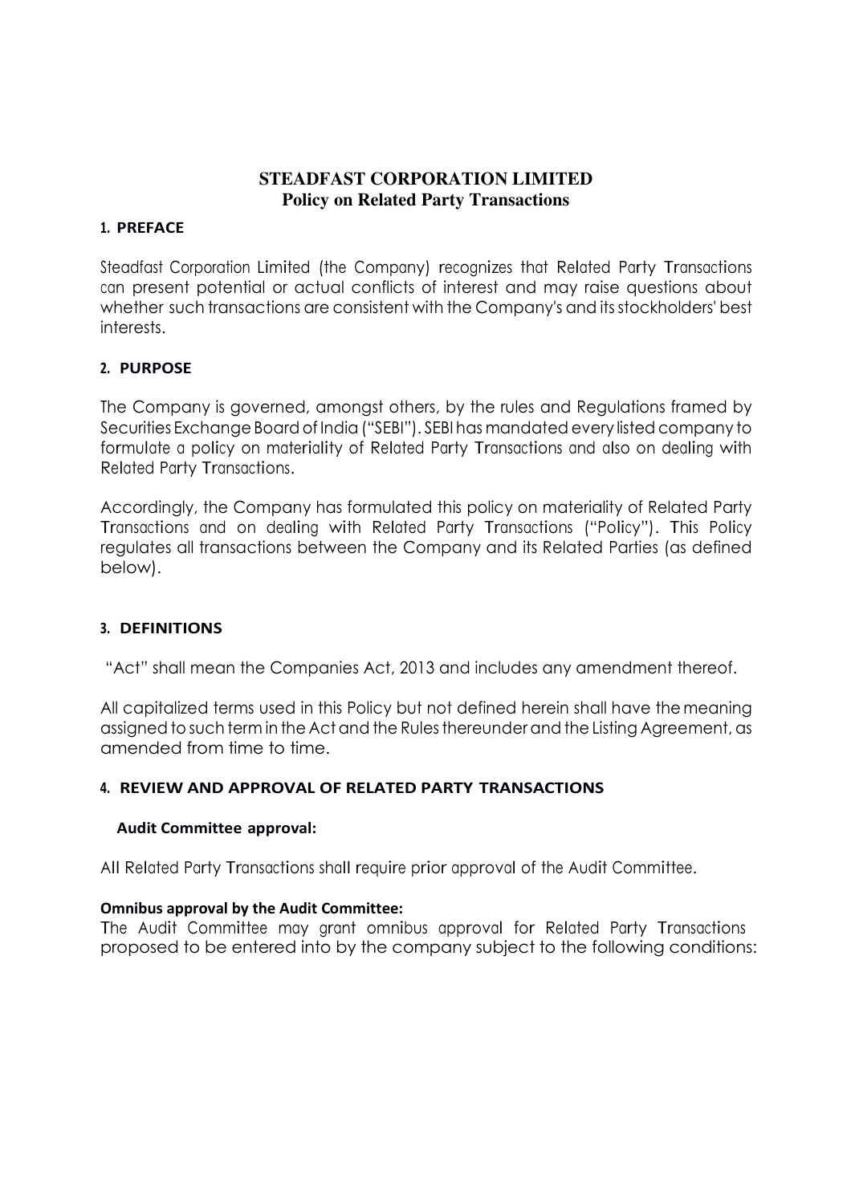# STEADFAST CORPORATION LIMITED
## Policy on Related Party Transactions

### 1. PREFACE

Steadfast Corporation Limited (the Company) recognizes that Related Party Transactions can present potential or actual conflicts of interest and may raise questions about whether such transactions are consistent with the Company's and its stockholders' best interests.

### 2. PURPOSE

The Company is governed, amongst others, by the rules and Regulations framed by Securities Exchange Board of India ("SEBI"). SEBI has mandated every listed company to formulate a policy on materiality of Related Party Transactions and also on dealing with Related Party Transactions.

Accordingly, the Company has formulated this policy on materiality of Related Party Transactions and on dealing with Related Party Transactions ("Policy"). This Policy regulates all transactions between the Company and its Related Parties (as defined below).

### 3. DEFINITIONS

"Act" shall mean the Companies Act, 2013 and includes any amendment thereof.

All capitalized terms used in this Policy but not defined herein shall have the meaning assigned to such term in the Act and the Rules thereunder and the Listing Agreement, as amended from time to time.

### 4. REVIEW AND APPROVAL OF RELATED PARTY TRANSACTIONS

**Audit Committee approval:**

All Related Party Transactions shall require prior approval of the Audit Committee.

**Omnibus approval by the Audit Committee:**

The Audit Committee may grant omnibus approval for Related Party Transactions proposed to be entered into by the company subject to the following conditions: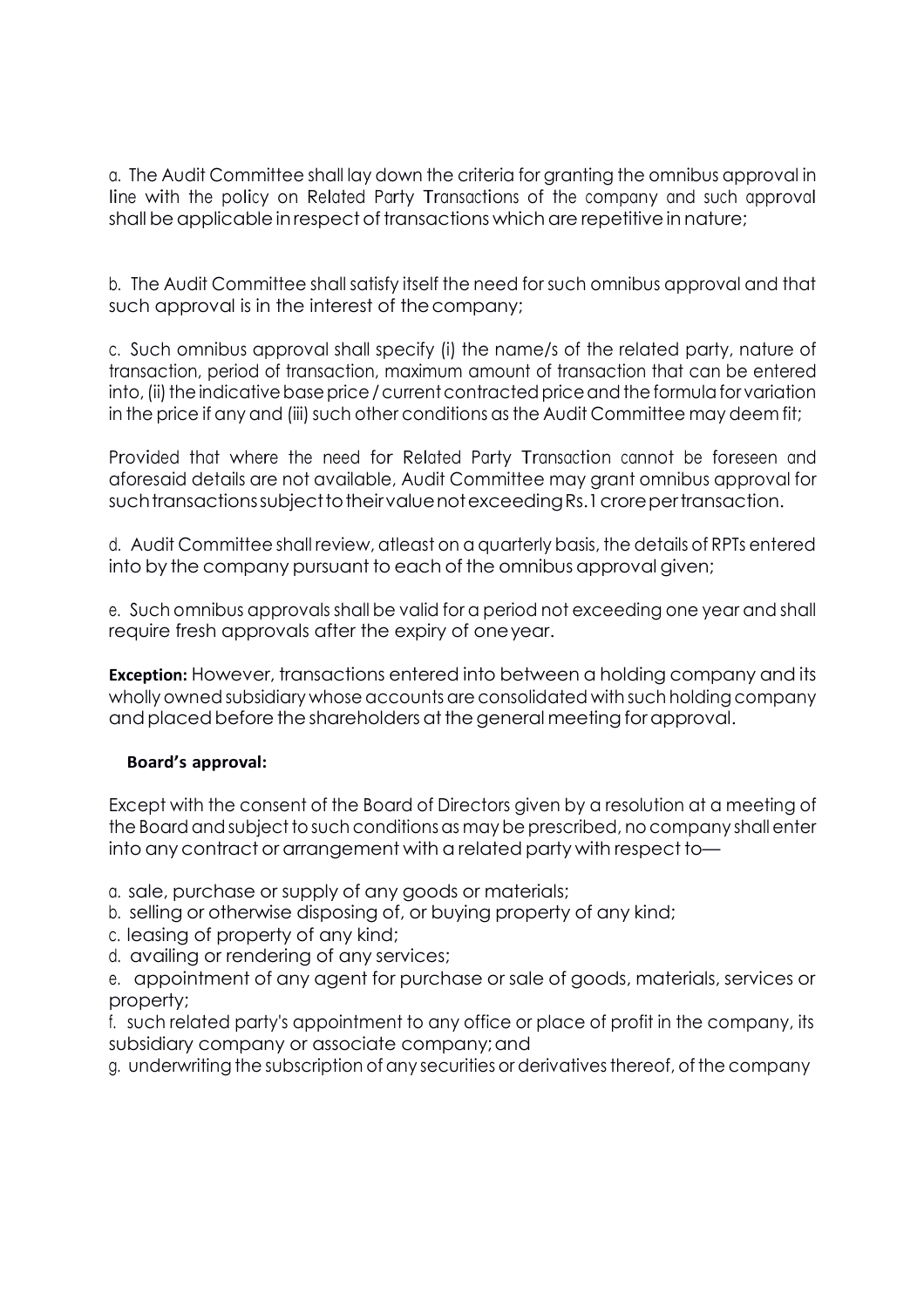a. The Audit Committee shall lay down the criteria for granting the omnibus approval in line with the policy on Related Party Transactions of the company and such approval shall be applicable in respect of transactions which are repetitive in nature;

b. The Audit Committee shall satisfy itself the need for such omnibus approval and that such approval is in the interest of the company;

c. Such omnibus approval shall specify (i) the name/s of the related party, nature of transaction, period of transaction, maximum amount of transaction that can be entered into, (ii) the indicative base price / current contracted price and the formula for variation in the price if any and (iii) such other conditions as the Audit Committee may deem fit;

Provided that where the need for Related Party Transaction cannot be foreseen and aforesaid details are not available, Audit Committee may grant omnibus approval for such transactions subject to their value not exceeding Rs.1 crore per transaction.

d. Audit Committee shall review, atleast on a quarterly basis, the details of RPTs entered into by the company pursuant to each of the omnibus approval given;

e. Such omnibus approvals shall be valid for a period not exceeding one year and shall require fresh approvals after the expiry of one year.

**Exception:** However, transactions entered into between a holding company and its wholly owned subsidiary whose accounts are consolidated with such holding company and placed before the shareholders at the general meeting for approval.

**Board's approval:**

Except with the consent of the Board of Directors given by a resolution at a meeting of the Board and subject to such conditions as may be prescribed, no company shall enter into any contract or arrangement with a related party with respect to—

a. sale, purchase or supply of any goods or materials;
b. selling or otherwise disposing of, or buying property of any kind;
c. leasing of property of any kind;
d. availing or rendering of any services;
e. appointment of any agent for purchase or sale of goods, materials, services or property;
f. such related party's appointment to any office or place of profit in the company, its subsidiary company or associate company; and
g. underwriting the subscription of any securities or derivatives thereof, of the company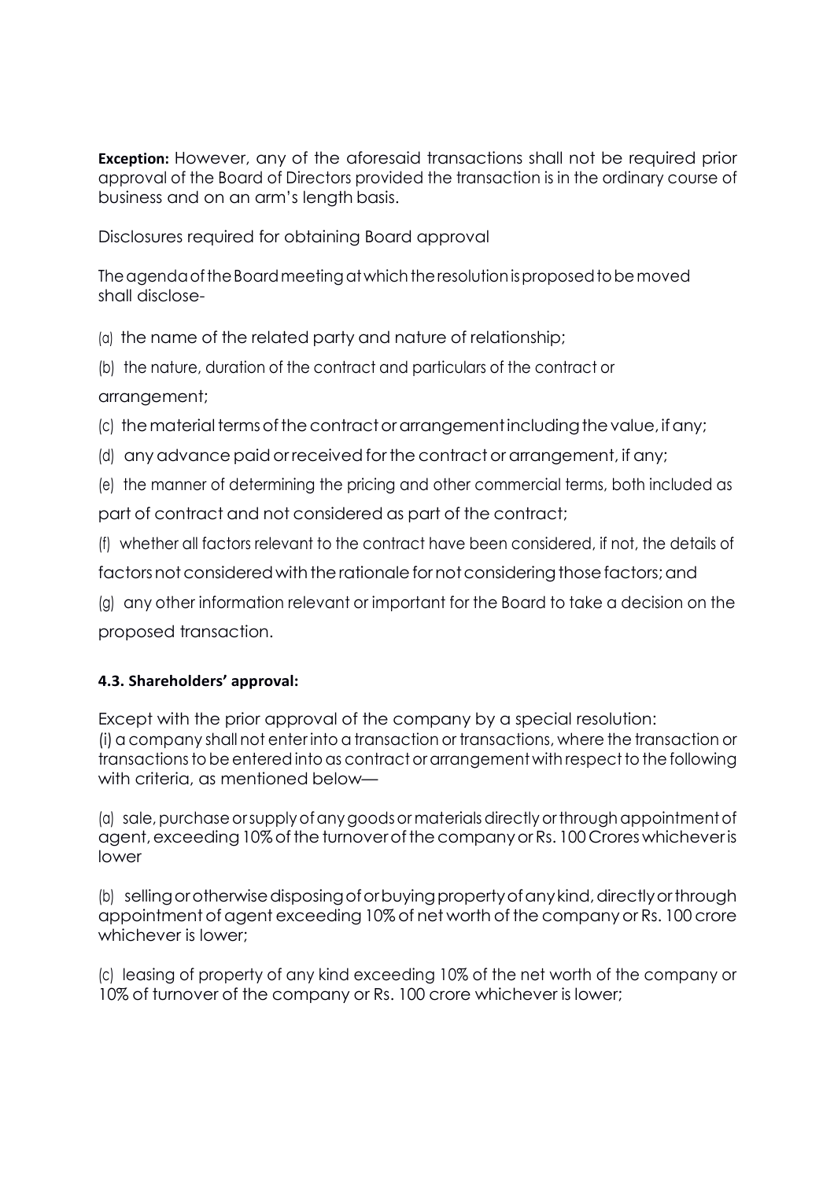**Exception:** However, any of the aforesaid transactions shall not be required prior approval of the Board of Directors provided the transaction is in the ordinary course of business and on an arm's length basis.

Disclosures required for obtaining Board approval

The agenda of the Board meeting at which the resolution is proposed to be moved shall disclose-

(a) the name of the related party and nature of relationship;

(b) the nature, duration of the contract and particulars of the contract or arrangement;

(c) the material terms of the contract or arrangement including the value, if any;

(d) any advance paid or received for the contract or arrangement, if any;

(e) the manner of determining the pricing and other commercial terms, both included as part of contract and not considered as part of the contract;

(f) whether all factors relevant to the contract have been considered, if not, the details of factors not considered with the rationale for not considering those factors; and

(g) any other information relevant or important for the Board to take a decision on the proposed transaction.

#### 4.3. Shareholders' approval:

Except with the prior approval of the company by a special resolution:
(i) a company shall not enter into a transaction or transactions, where the transaction or transactions to be entered into as contract or arrangement with respect to the following with criteria, as mentioned below—

(a) sale, purchase or supply of any goods or materials directly or through appointment of agent, exceeding 10% of the turnover of the company or Rs. 100 Crores whichever is lower

(b) selling or otherwise disposing of or buying property of any kind, directly or through appointment of agent exceeding 10% of net worth of the company or Rs. 100 crore whichever is lower;

(c) leasing of property of any kind exceeding 10% of the net worth of the company or 10% of turnover of the company or Rs. 100 crore whichever is lower;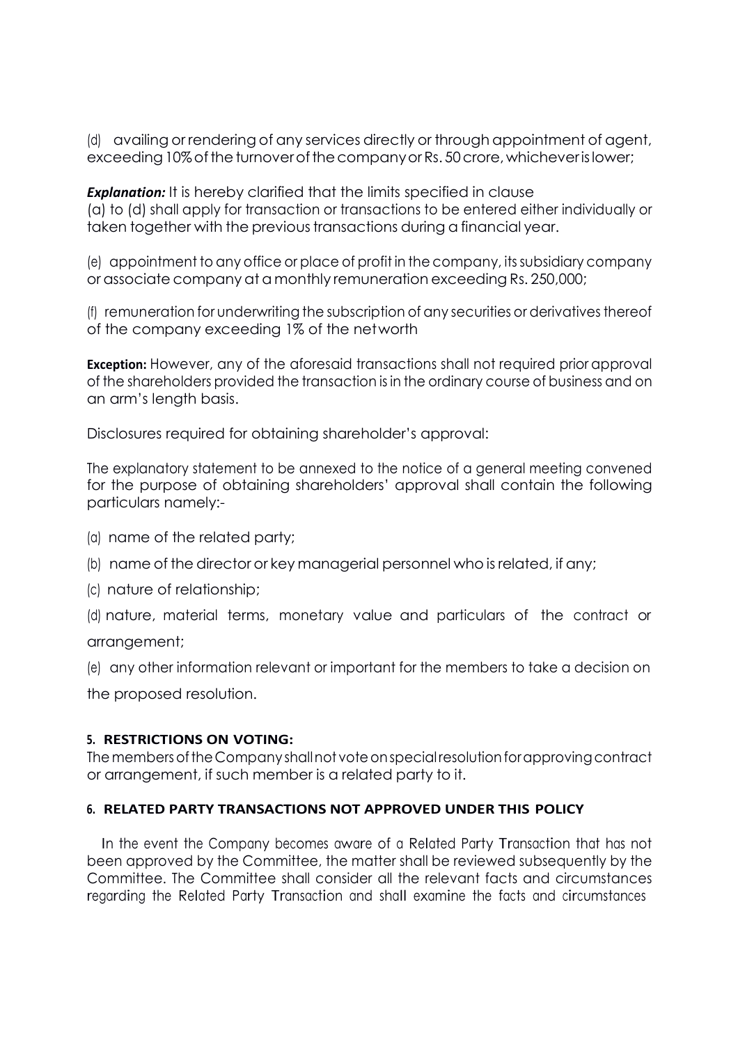(d) availing or rendering of any services directly or through appointment of agent, exceeding 10% of the turnover of the company or Rs. 50 crore, whichever is lower;

***Explanation:*** It is hereby clarified that the limits specified in clause (a) to (d) shall apply for transaction or transactions to be entered either individually or taken together with the previous transactions during a financial year.

(e) appointment to any office or place of profit in the company, its subsidiary company or associate company at a monthly remuneration exceeding Rs. 250,000;

(f) remuneration for underwriting the subscription of any securities or derivatives thereof of the company exceeding 1% of the networth

**Exception:** However, any of the aforesaid transactions shall not required prior approval of the shareholders provided the transaction is in the ordinary course of business and on an arm's length basis.

Disclosures required for obtaining shareholder's approval:

The explanatory statement to be annexed to the notice of a general meeting convened for the purpose of obtaining shareholders' approval shall contain the following particulars namely:-

(a) name of the related party;

(b) name of the director or key managerial personnel who is related, if any;

(c) nature of relationship;

(d) nature, material terms, monetary value and particulars of the contract or arrangement;

(e) any other information relevant or important for the members to take a decision on the proposed resolution.

## 5. RESTRICTIONS ON VOTING:

The members of the Company shall not vote on special resolution for approving contract or arrangement, if such member is a related party to it.

## 6. RELATED PARTY TRANSACTIONS NOT APPROVED UNDER THIS POLICY

In the event the Company becomes aware of a Related Party Transaction that has not been approved by the Committee, the matter shall be reviewed subsequently by the Committee. The Committee shall consider all the relevant facts and circumstances regarding the Related Party Transaction and shall examine the facts and circumstances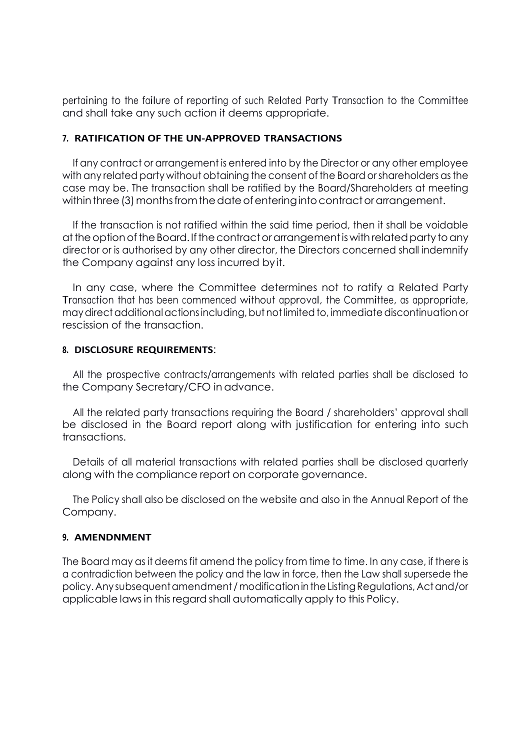pertaining to the failure of reporting of such Related Party Transaction to the Committee and shall take any such action it deems appropriate.

## 7. RATIFICATION OF THE UN-APPROVED TRANSACTIONS

If any contract or arrangement is entered into by the Director or any other employee with any related party without obtaining the consent of the Board or shareholders as the case may be. The transaction shall be ratified by the Board/Shareholders at meeting within three (3) months from the date of entering into contract or arrangement.

If the transaction is not ratified within the said time period, then it shall be voidable at the option of the Board. If the contract or arrangement is with related party to any director or is authorised by any other director, the Directors concerned shall indemnify the Company against any loss incurred by it.

In any case, where the Committee determines not to ratify a Related Party Transaction that has been commenced without approval, the Committee, as appropriate, may direct additional actions including, but not limited to, immediate discontinuation or rescission of the transaction.

## 8. DISCLOSURE REQUIREMENTS:

All the prospective contracts/arrangements with related parties shall be disclosed to the Company Secretary/CFO in advance.

All the related party transactions requiring the Board / shareholders' approval shall be disclosed in the Board report along with justification for entering into such transactions.

Details of all material transactions with related parties shall be disclosed quarterly along with the compliance report on corporate governance.

The Policy shall also be disclosed on the website and also in the Annual Report of the Company.

## 9. AMENDNMENT

The Board may as it deems fit amend the policy from time to time. In any case, if there is a contradiction between the policy and the law in force, then the Law shall supersede the policy. Any subsequent amendment / modification in the Listing Regulations, Act and/or applicable laws in this regard shall automatically apply to this Policy.